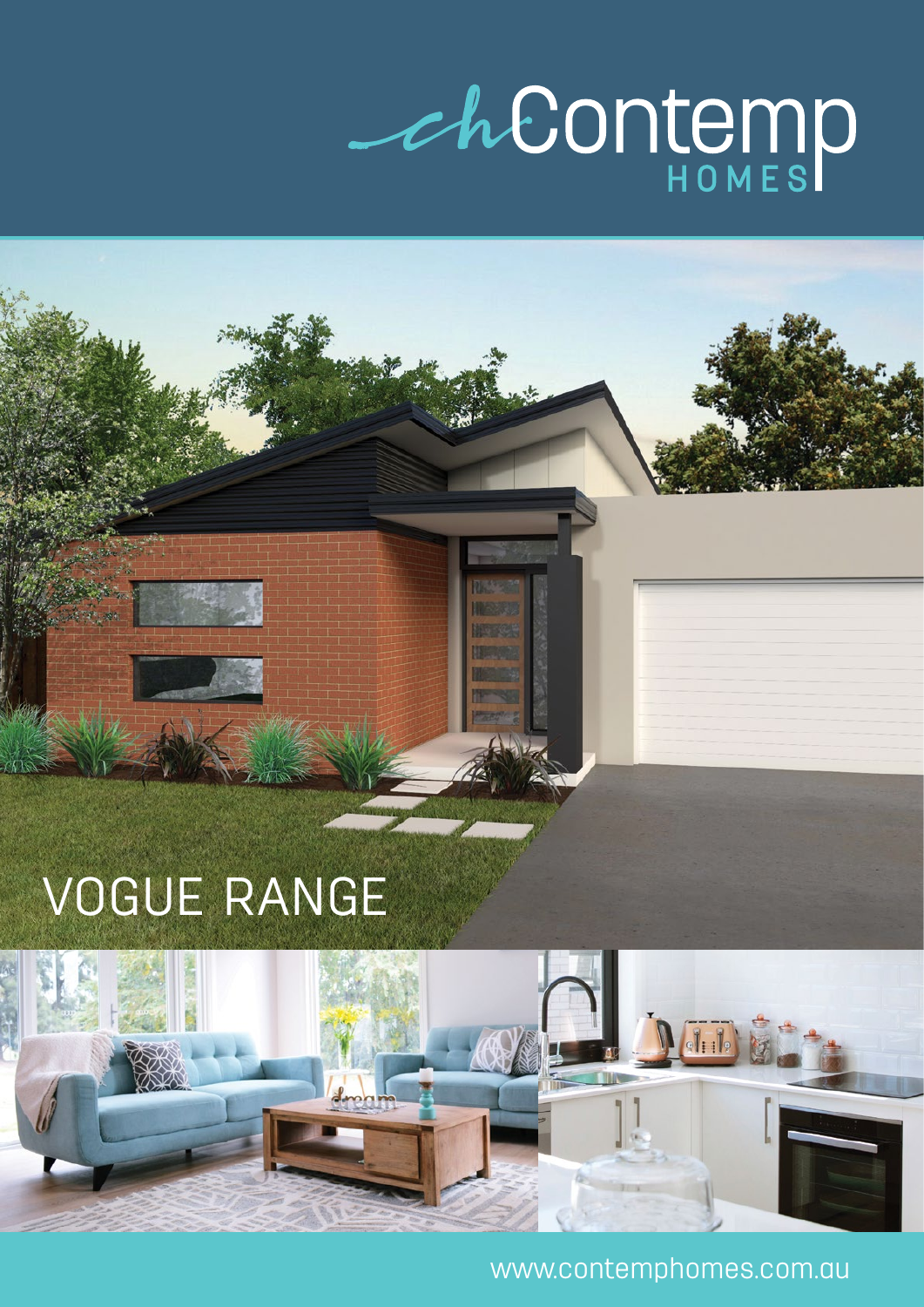# Contemp HOMES

# VOGUE RANGE

www.contemphomes.com.au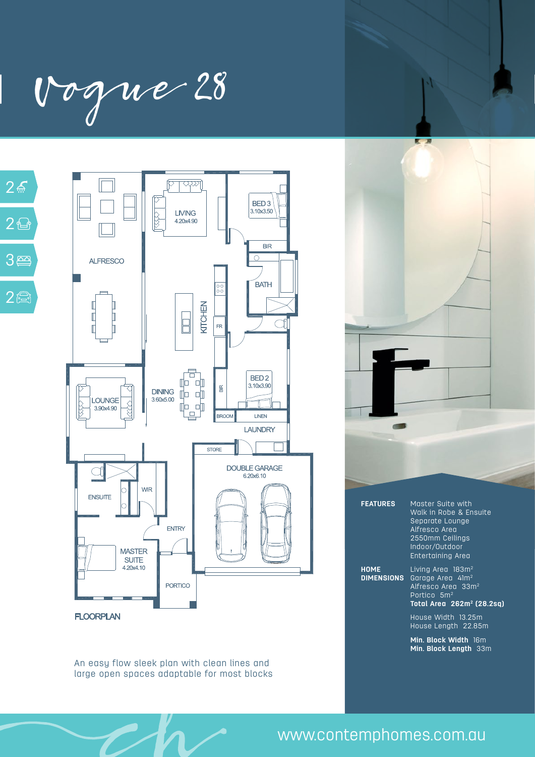# Vogue 28

2 bathrooms
2 living areas
3 bedrooms
2 car spaces

ALFRESCO

LIVING
4.20x4.90

BED 3
3.10x3.50

BIR

BATH

KITCHEN

FR

LOUNGE
3.90x4.90

DINING
3.60x5.00

BIR

BED 2
3.10x3.90

BROOM

LINEN

LAUNDRY

STORE

DOUBLE GARAGE
6.20x6.10

ENSUITE

WIR

ENTRY

MASTER SUITE
4.20x4.10

PORTICO

FLOORPLAN

An easy flow sleek plan with clean lines and large open spaces adaptable for most blocks

**FEATURES**

- Master Suite with Walk in Robe & Ensuite
- Separate Lounge
- Alfresco Area
- 2550mm Ceilings
- Indoor/Outdoor Entertaining Area

**HOME DIMENSIONS**

Living Area 183m²
Garage Area 41m²
Alfresco Area 33m²
Portico 5m²
**Total Area 262m² (28.2sq)**

House Width 13.25m
House Length 22.85m

**Min. Block Width** 16m
**Min. Block Length** 33m

www.contemphomes.com.au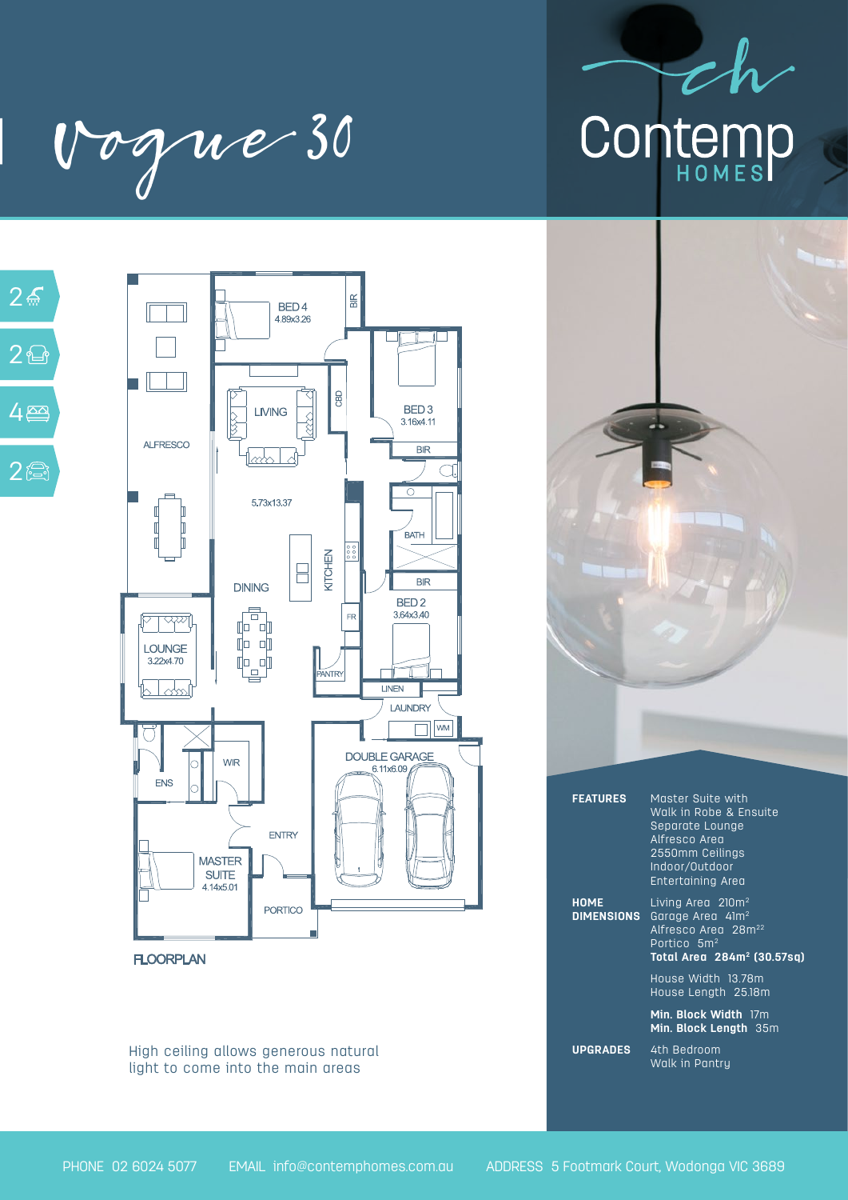# Vogue 30

Contemp HOMES

2 2 4 2

BED 4
4.89x3.26

BIR

BED 3
3.16x4.11

BIR

CBD

LIVING

ALFRESCO

5.73x13.37

BATH

BIR

KITCHEN

DINING

BED 2
3.64x3.40

FR

LOUNGE
3.22x4.70

PANTRY

LINEN

LAUNDRY

WM

DOUBLE GARAGE
6.11x6.09

WIR

ENS

ENTRY

MASTER SUITE
4.14x5.01

PORTICO

FLOORPLAN

High ceiling allows generous natural light to come into the main areas

**FEATURES**
Master Suite with Walk in Robe & Ensuite
Separate Lounge
Alfresco Area
2550mm Ceilings
Indoor/Outdoor Entertaining Area

**HOME DIMENSIONS**
Living Area 210m²
Garage Area 41m²
Alfresco Area 28m²²
Portico 5m²
**Total Area 284m² (30.57sq)**

House Width 13.78m
House Length 25.18m

**Min. Block Width** 17m
**Min. Block Length** 35m

**UPGRADES**
4th Bedroom
Walk in Pantry

PHONE 02 6024 5077 EMAIL info@contemphomes.com.au ADDRESS 5 Footmark Court, Wodonga VIC 3689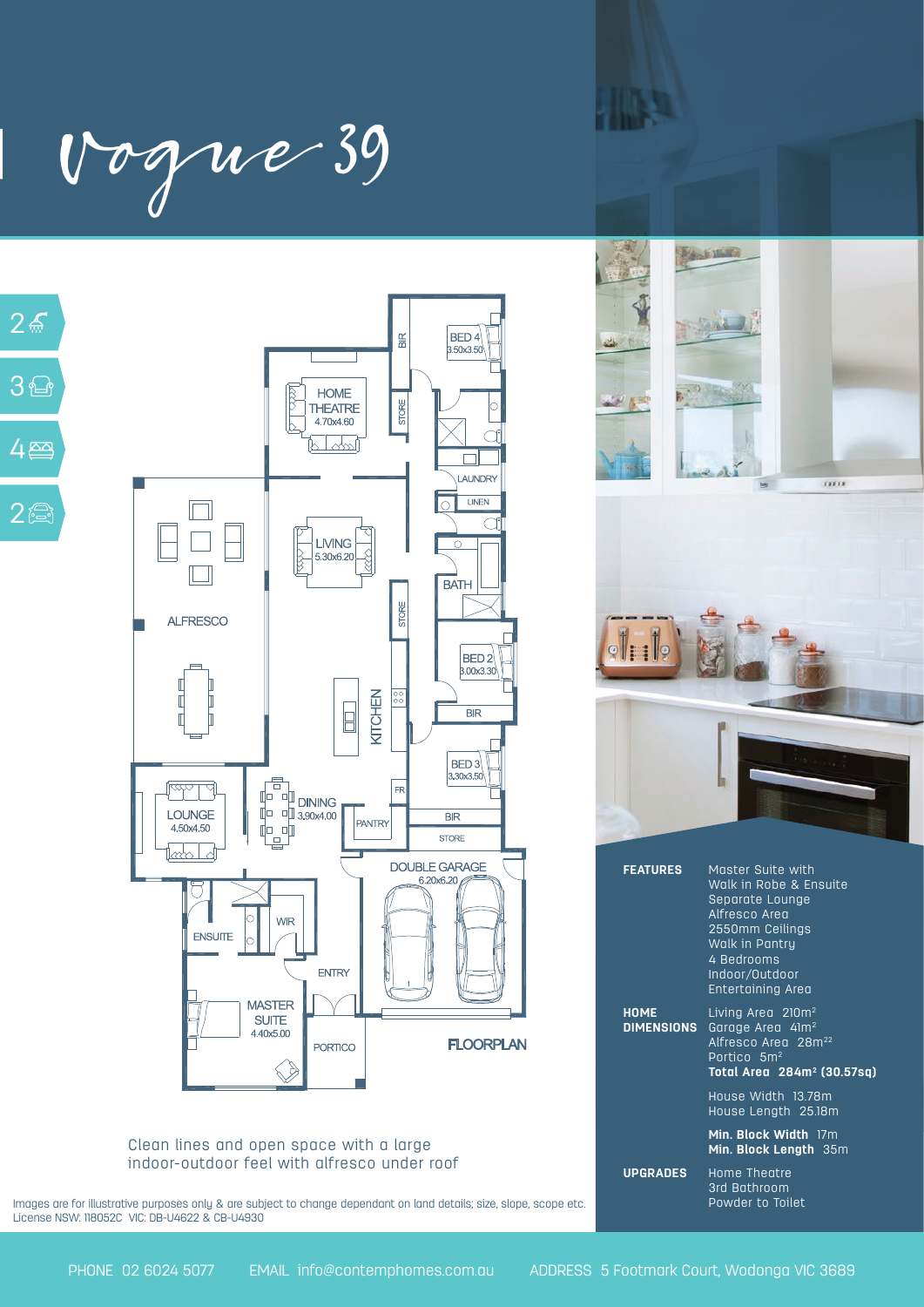# Vogue 39

2 | 3 | 4 | 2

HOME THEATRE 4.70x4.60

BED 4 3.50x3.50

BIR

STORE

LAUNDRY

LINEN

ALFRESCO

LIVING 5.30x6.20

BATH

STORE

BED 2 3.00x3.30

KITCHEN

BIR

BED 3 3.30x3.50

FR

LOUNGE 4.50x4.50

DINING 3.90x4.00

PANTRY

BIR

STORE

DOUBLE GARAGE 6.20x6.20

ENSUITE

WIR

ENTRY

MASTER SUITE 4.40x5.00

PORTICO

FLOORPLAN

Clean lines and open space with a large indoor-outdoor feel with alfresco under roof

Images are for illustrative purposes only & are subject to change dependant on land details; size, slope, scope etc.
License NSW: 118052C VIC: DB-U4622 & CB-U4930

**FEATURES**

- Master Suite with Walk in Robe & Ensuite
- Separate Lounge
- Alfresco Area
- 2550mm Ceilings
- Walk in Pantry
- 4 Bedrooms
- Indoor/Outdoor Entertaining Area

**HOME DIMENSIONS**

Living Area 210m²
Garage Area 41m²
Alfresco Area 28m²²
Portico 5m²
**Total Area 284m² (30.57sq)**

House Width 13.78m
House Length 25.18m

**Min. Block Width** 17m
**Min. Block Length** 35m

**UPGRADES**

- Home Theatre
- 3rd Bathroom
- Powder to Toilet

PHONE 02 6024 5077 EMAIL info@contemphomes.com.au ADDRESS 5 Footmark Court, Wodonga VIC 3689